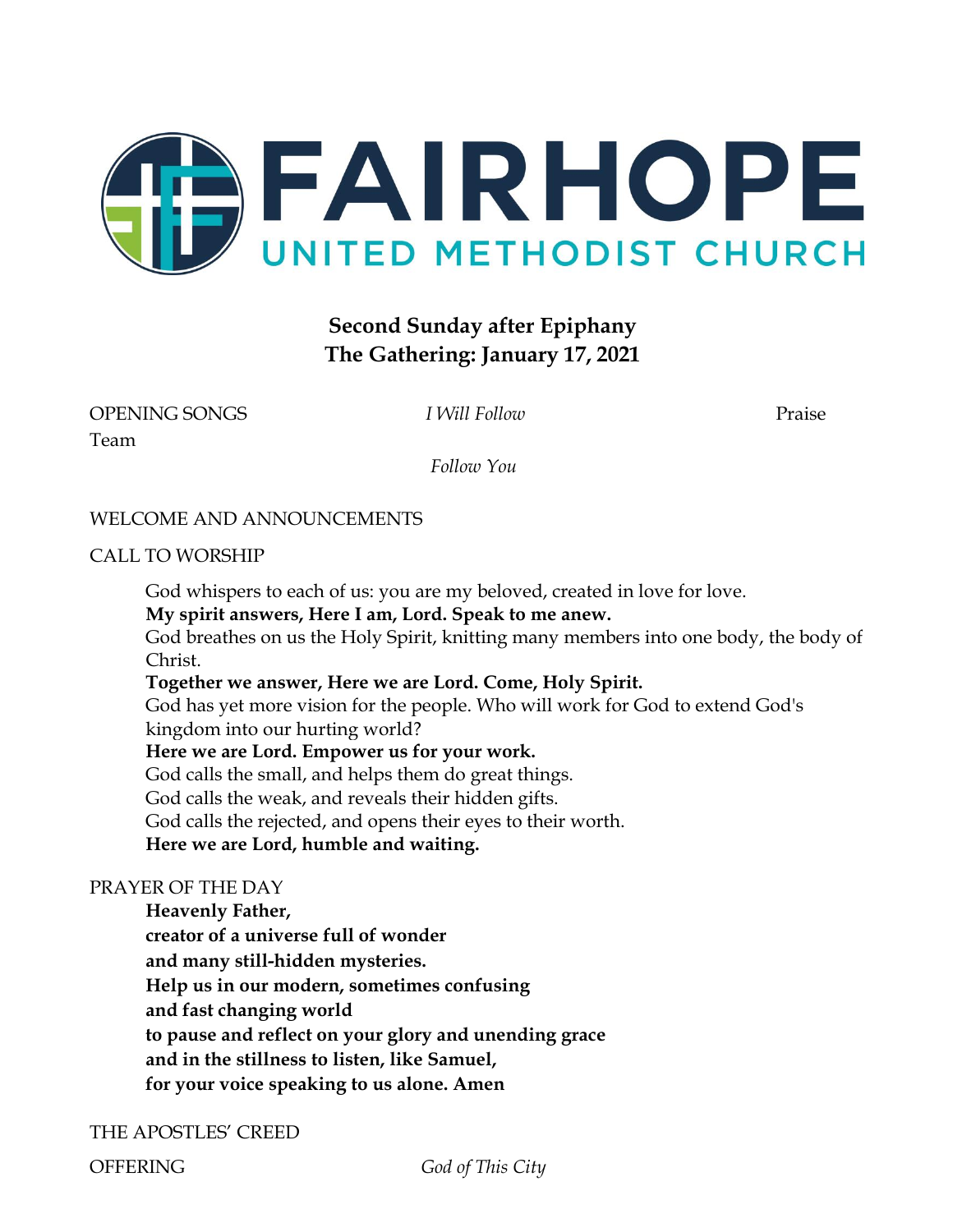# FAIRHOPE
## UNITED METHODIST CHURCH

**Second Sunday after Epiphany**
**The Gathering: January 17, 2021**

OPENING SONGS *I Will Follow* Praise Team

*Follow You*

WELCOME AND ANNOUNCEMENTS

CALL TO WORSHIP

God whispers to each of us: you are my beloved, created in love for love.
**My spirit answers, Here I am, Lord. Speak to me anew.**
God breathes on us the Holy Spirit, knitting many members into one body, the body of Christ.
**Together we answer, Here we are Lord. Come, Holy Spirit.**
God has yet more vision for the people. Who will work for God to extend God's kingdom into our hurting world?
**Here we are Lord. Empower us for your work.**
God calls the small, and helps them do great things.
God calls the weak, and reveals their hidden gifts.
God calls the rejected, and opens their eyes to their worth.
**Here we are Lord, humble and waiting.**

PRAYER OF THE DAY

**Heavenly Father,**
**creator of a universe full of wonder**
**and many still-hidden mysteries.**
**Help us in our modern, sometimes confusing**
**and fast changing world**
**to pause and reflect on your glory and unending grace**
**and in the stillness to listen, like Samuel,**
**for your voice speaking to us alone. Amen**

THE APOSTLES' CREED

OFFERING *God of This City*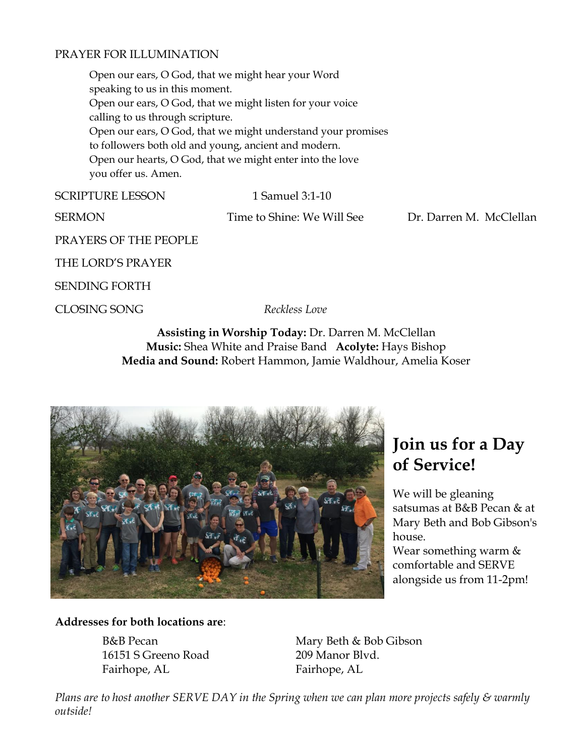PRAYER FOR ILLUMINATION

> Open our ears, O God, that we might hear your Word
> speaking to us in this moment.
> Open our ears, O God, that we might listen for your voice
> calling to us through scripture.
> Open our ears, O God, that we might understand your promises
> to followers both old and young, ancient and modern.
> Open our hearts, O God, that we might enter into the love
> you offer us. Amen.

SCRIPTURE LESSON 1 Samuel 3:1-10

SERMON Time to Shine: We Will See Dr. Darren M. McClellan

PRAYERS OF THE PEOPLE

THE LORD'S PRAYER

SENDING FORTH

CLOSING SONG *Reckless Love*

**Assisting in Worship Today:** Dr. Darren M. McClellan
**Music:** Shea White and Praise Band **Acolyte:** Hays Bishop
**Media and Sound:** Robert Hammon, Jamie Waldhour, Amelia Koser

## Join us for a Day of Service!

We will be gleaning satsumas at B&B Pecan & at Mary Beth and Bob Gibson's house.
Wear something warm & comfortable and SERVE alongside us from 11-2pm!

**Addresses for both locations are**:

B&B Pecan
16151 S Greeno Road
Fairhope, AL

Mary Beth & Bob Gibson
209 Manor Blvd.
Fairhope, AL

*Plans are to host another SERVE DAY in the Spring when we can plan more projects safely & warmly outside!*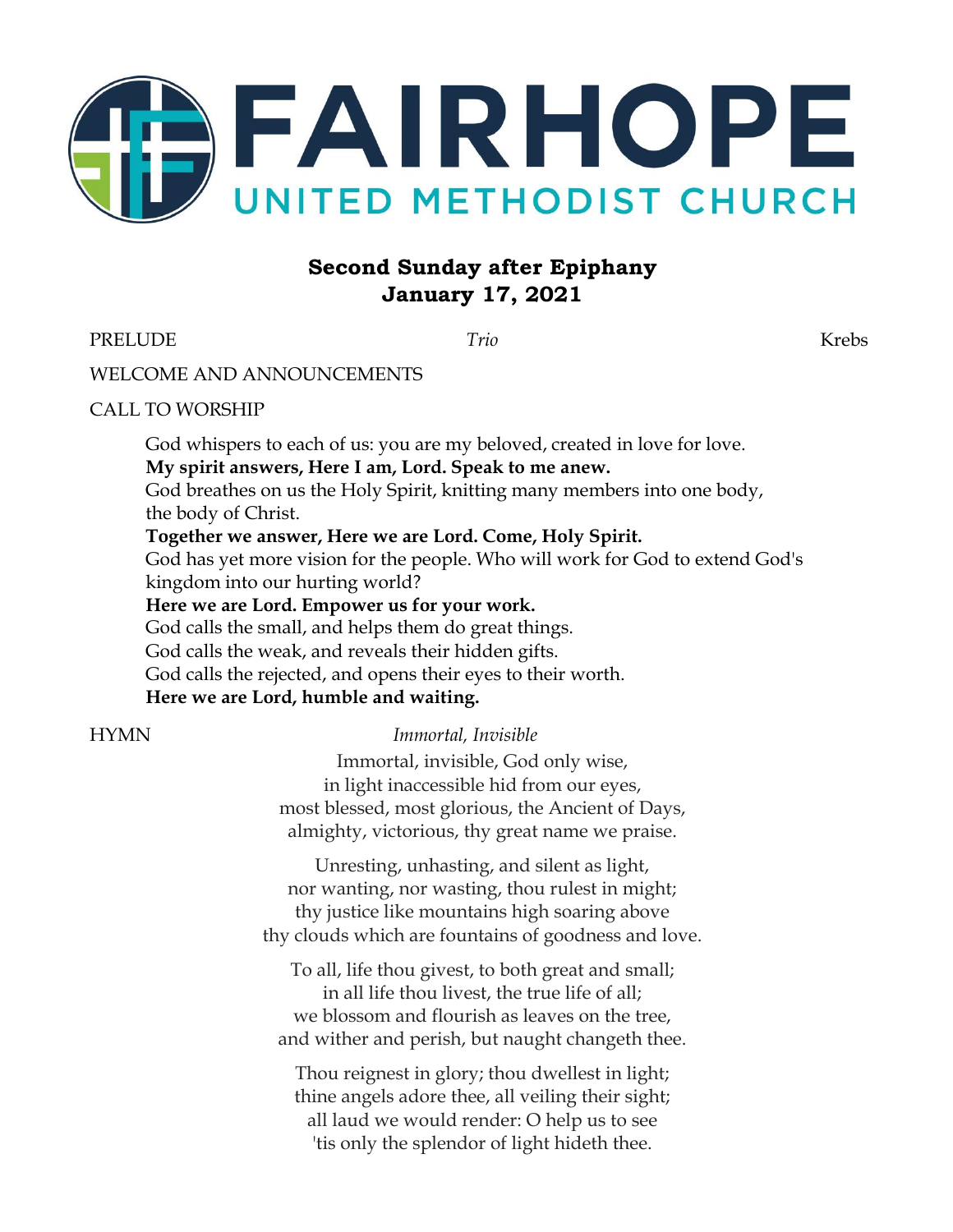# FAIRHOPE

## UNITED METHODIST CHURCH

### Second Sunday after Epiphany
### January 17, 2021

PRELUDE *Trio* Krebs

WELCOME AND ANNOUNCEMENTS

CALL TO WORSHIP

God whispers to each of us: you are my beloved, created in love for love.
**My spirit answers, Here I am, Lord. Speak to me anew.**
God breathes on us the Holy Spirit, knitting many members into one body, the body of Christ.
**Together we answer, Here we are Lord. Come, Holy Spirit.**
God has yet more vision for the people. Who will work for God to extend God's kingdom into our hurting world?
**Here we are Lord. Empower us for your work.**
God calls the small, and helps them do great things.
God calls the weak, and reveals their hidden gifts.
God calls the rejected, and opens their eyes to their worth.
**Here we are Lord, humble and waiting.**

HYMN *Immortal, Invisible*

Immortal, invisible, God only wise,
in light inaccessible hid from our eyes,
most blessed, most glorious, the Ancient of Days,
almighty, victorious, thy great name we praise.

Unresting, unhasting, and silent as light,
nor wanting, nor wasting, thou rulest in might;
thy justice like mountains high soaring above
thy clouds which are fountains of goodness and love.

To all, life thou givest, to both great and small;
in all life thou livest, the true life of all;
we blossom and flourish as leaves on the tree,
and wither and perish, but naught changeth thee.

Thou reignest in glory; thou dwellest in light;
thine angels adore thee, all veiling their sight;
all laud we would render: O help us to see
'tis only the splendor of light hideth thee.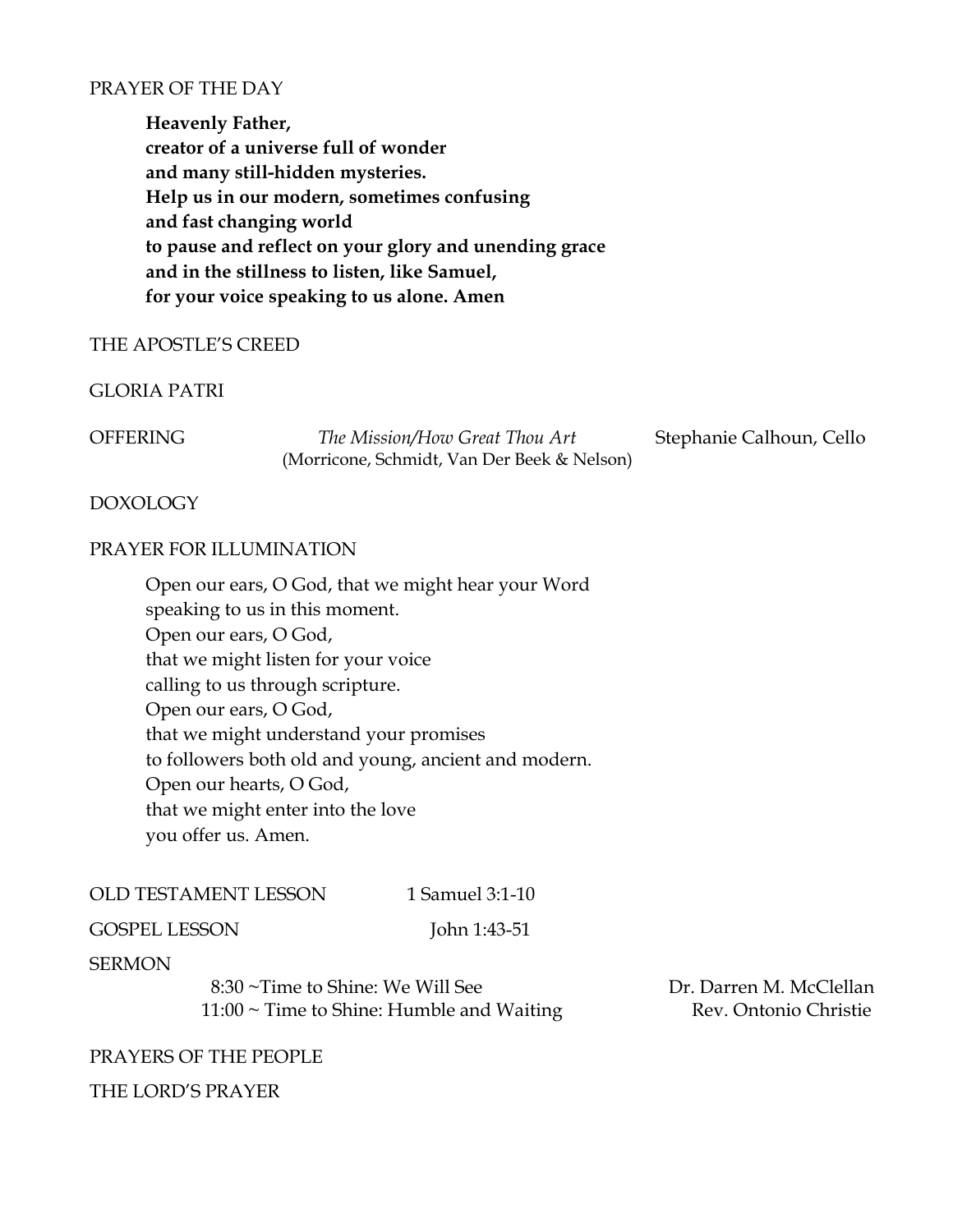PRAYER OF THE DAY

> **Heavenly Father,**
> **creator of a universe full of wonder**
> **and many still-hidden mysteries.**
> **Help us in our modern, sometimes confusing**
> **and fast changing world**
> **to pause and reflect on your glory and unending grace**
> **and in the stillness to listen, like Samuel,**
> **for your voice speaking to us alone. Amen**

THE APOSTLE'S CREED

GLORIA PATRI

OFFERING *The Mission/How Great Thou Art* (Morricone, Schmidt, Van Der Beek & Nelson) Stephanie Calhoun, Cello

DOXOLOGY

PRAYER FOR ILLUMINATION

> Open our ears, O God, that we might hear your Word
> speaking to us in this moment.
> Open our ears, O God,
> that we might listen for your voice
> calling to us through scripture.
> Open our ears, O God,
> that we might understand your promises
> to followers both old and young, ancient and modern.
> Open our hearts, O God,
> that we might enter into the love
> you offer us. Amen.

OLD TESTAMENT LESSON 1 Samuel 3:1-10

GOSPEL LESSON John 1:43-51

SERMON

8:30 ~Time to Shine: We Will See — Dr. Darren M. McClellan

11:00 ~ Time to Shine: Humble and Waiting — Rev. Ontonio Christie

PRAYERS OF THE PEOPLE

THE LORD'S PRAYER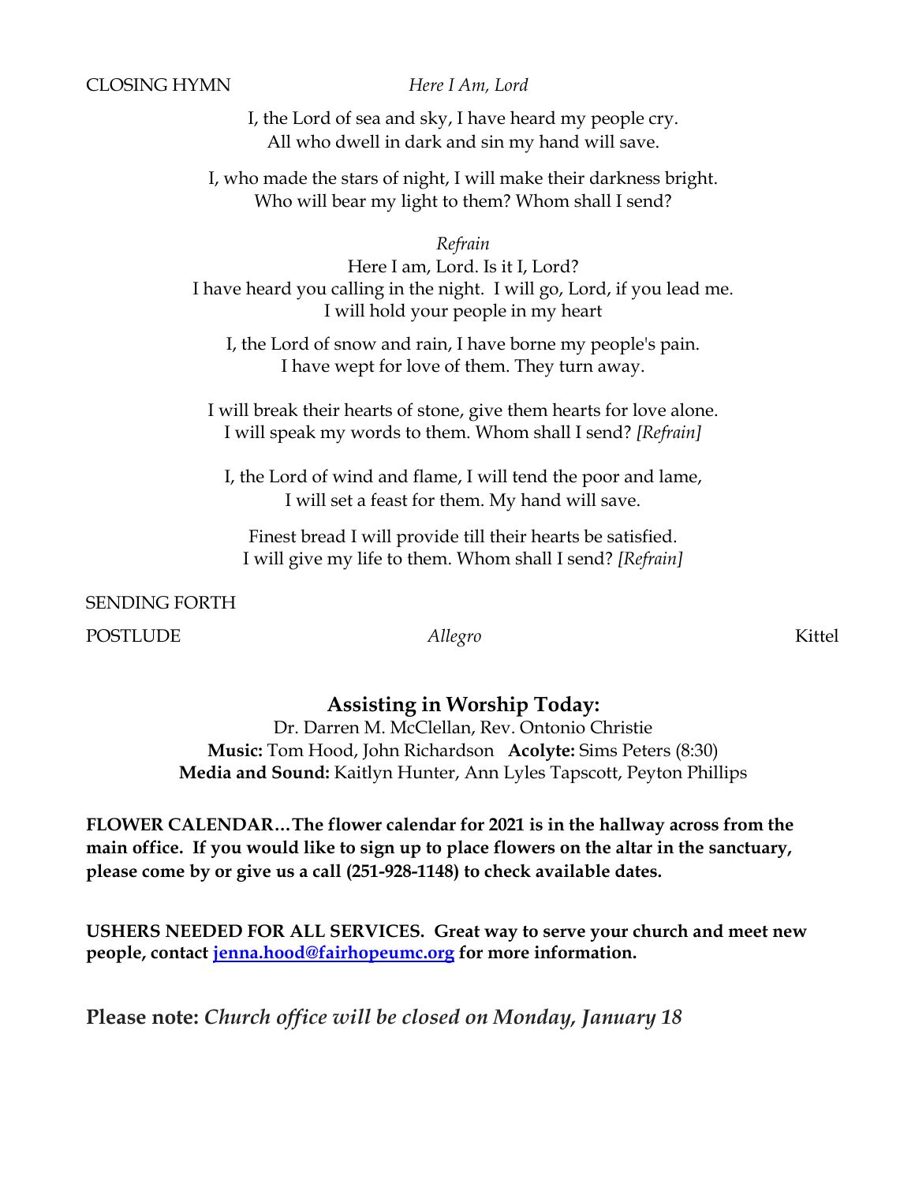CLOSING HYMN *Here I Am, Lord*

I, the Lord of sea and sky, I have heard my people cry.
All who dwell in dark and sin my hand will save.

I, who made the stars of night, I will make their darkness bright.
Who will bear my light to them? Whom shall I send?

*Refrain*
Here I am, Lord. Is it I, Lord?
I have heard you calling in the night. I will go, Lord, if you lead me.
I will hold your people in my heart

I, the Lord of snow and rain, I have borne my people's pain.
I have wept for love of them. They turn away.

I will break their hearts of stone, give them hearts for love alone.
I will speak my words to them. Whom shall I send? *[Refrain]*

I, the Lord of wind and flame, I will tend the poor and lame,
I will set a feast for them. My hand will save.

Finest bread I will provide till their hearts be satisfied.
I will give my life to them. Whom shall I send? *[Refrain]*

SENDING FORTH

POSTLUDE *Allegro* Kittel

## Assisting in Worship Today:

Dr. Darren M. McClellan, Rev. Ontonio Christie
**Music:** Tom Hood, John Richardson **Acolyte:** Sims Peters (8:30)
**Media and Sound:** Kaitlyn Hunter, Ann Lyles Tapscott, Peyton Phillips

**FLOWER CALENDAR…The flower calendar for 2021 is in the hallway across from the main office. If you would like to sign up to place flowers on the altar in the sanctuary, please come by or give us a call (251-928-1148) to check available dates.**

**USHERS NEEDED FOR ALL SERVICES. Great way to serve your church and meet new people, contact jenna.hood@fairhopeumc.org for more information.**

**Please note:** ***Church office will be closed on Monday, January 18***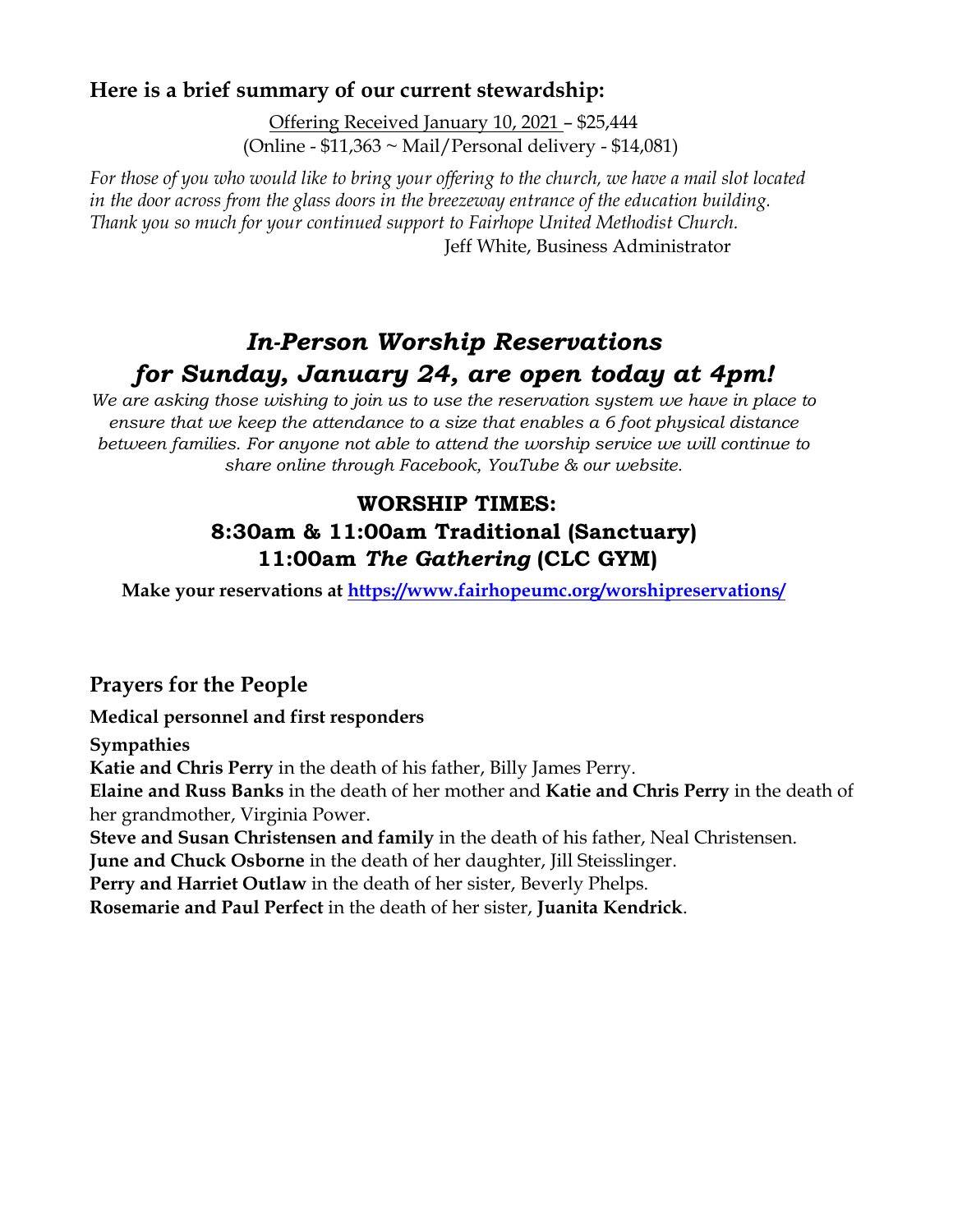### Here is a brief summary of our current stewardship:

Offering Received January 10, 2021 – $25,444
(Online - $11,363 ~ Mail/Personal delivery - $14,081)

*For those of you who would like to bring your offering to the church, we have a mail slot located in the door across from the glass doors in the breezeway entrance of the education building. Thank you so much for your continued support to Fairhope United Methodist Church.*

Jeff White, Business Administrator

## *In-Person Worship Reservations for Sunday, January 24, are open today at 4pm!*

*We are asking those wishing to join us to use the reservation system we have in place to ensure that we keep the attendance to a size that enables a 6 foot physical distance between families. For anyone not able to attend the worship service we will continue to share online through Facebook, YouTube & our website.*

### WORSHIP TIMES:
### 8:30am & 11:00am Traditional (Sanctuary)
### 11:00am *The Gathering* (CLC GYM)

**Make your reservations at [https://www.fairhopeumc.org/worshipreservations/](https://www.fairhopeumc.org/worshipreservations/)**

### Prayers for the People

**Medical personnel and first responders**

**Sympathies**

**Katie and Chris Perry** in the death of his father, Billy James Perry.
**Elaine and Russ Banks** in the death of her mother and **Katie and Chris Perry** in the death of her grandmother, Virginia Power.
**Steve and Susan Christensen and family** in the death of his father, Neal Christensen.
**June and Chuck Osborne** in the death of her daughter, Jill Steisslinger.
**Perry and Harriet Outlaw** in the death of her sister, Beverly Phelps.
**Rosemarie and Paul Perfect** in the death of her sister, **Juanita Kendrick**.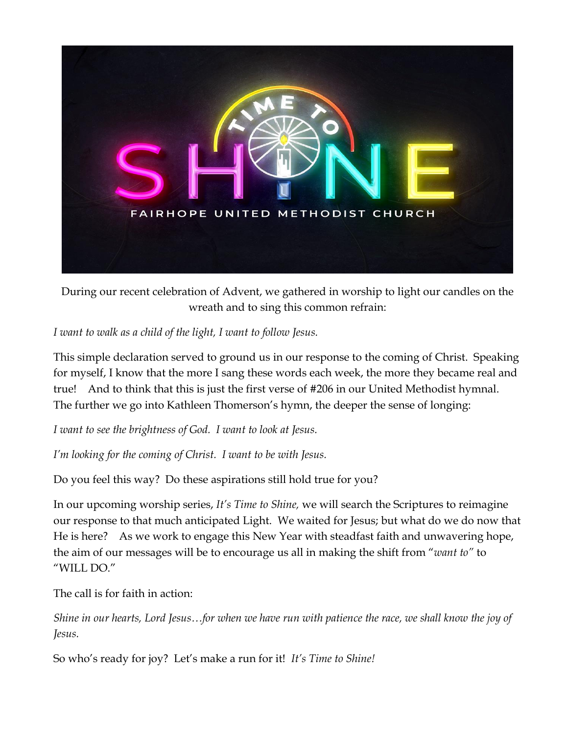During our recent celebration of Advent, we gathered in worship to light our candles on the wreath and to sing this common refrain:

*I want to walk as a child of the light, I want to follow Jesus.*

This simple declaration served to ground us in our response to the coming of Christ. Speaking for myself, I know that the more I sang these words each week, the more they became real and true! And to think that this is just the first verse of #206 in our United Methodist hymnal. The further we go into Kathleen Thomerson's hymn, the deeper the sense of longing:

*I want to see the brightness of God. I want to look at Jesus.*

*I'm looking for the coming of Christ. I want to be with Jesus.*

Do you feel this way? Do these aspirations still hold true for you?

In our upcoming worship series, *It's Time to Shine,* we will search the Scriptures to reimagine our response to that much anticipated Light. We waited for Jesus; but what do we do now that He is here? As we work to engage this New Year with steadfast faith and unwavering hope, the aim of our messages will be to encourage us all in making the shift from "*want to*" to "WILL DO."

The call is for faith in action:

*Shine in our hearts, Lord Jesus…for when we have run with patience the race, we shall know the joy of Jesus.*

So who's ready for joy? Let's make a run for it! *It's Time to Shine!*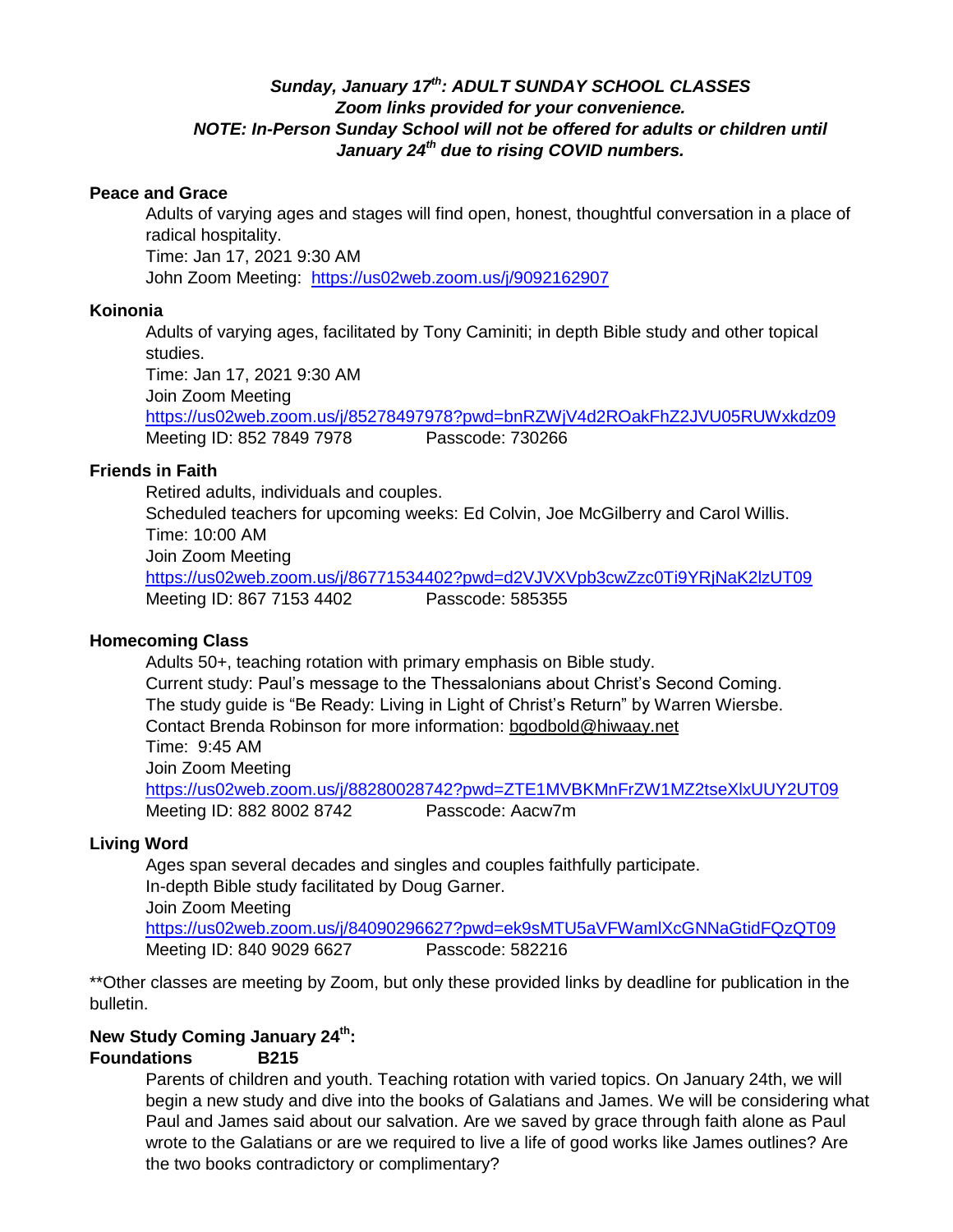***Sunday, January 17th: ADULT SUNDAY SCHOOL CLASSES***
***Zoom links provided for your convenience.***
***NOTE: In-Person Sunday School will not be offered for adults or children until January 24th due to rising COVID numbers.***

**Peace and Grace**

Adults of varying ages and stages will find open, honest, thoughtful conversation in a place of radical hospitality.
Time: Jan 17, 2021 9:30 AM
John Zoom Meeting: https://us02web.zoom.us/j/9092162907

**Koinonia**

Adults of varying ages, facilitated by Tony Caminiti; in depth Bible study and other topical studies.
Time: Jan 17, 2021 9:30 AM
Join Zoom Meeting
https://us02web.zoom.us/j/85278497978?pwd=bnRZWjV4d2ROakFhZ2JVU05RUWxkdz09
Meeting ID: 852 7849 7978 Passcode: 730266

**Friends in Faith**

Retired adults, individuals and couples.
Scheduled teachers for upcoming weeks: Ed Colvin, Joe McGilberry and Carol Willis.
Time: 10:00 AM
Join Zoom Meeting
https://us02web.zoom.us/j/86771534402?pwd=d2VJVXVpb3cwZzc0Ti9YRjNaK2lzUT09
Meeting ID: 867 7153 4402 Passcode: 585355

**Homecoming Class**

Adults 50+, teaching rotation with primary emphasis on Bible study.
Current study: Paul's message to the Thessalonians about Christ's Second Coming.
The study guide is "Be Ready: Living in Light of Christ's Return" by Warren Wiersbe.
Contact Brenda Robinson for more information: bgodbold@hiwaay.net
Time: 9:45 AM
Join Zoom Meeting
https://us02web.zoom.us/j/88280028742?pwd=ZTE1MVBKMnFrZW1MZ2tseXlxUUY2UT09
Meeting ID: 882 8002 8742 Passcode: Aacw7m

**Living Word**

Ages span several decades and singles and couples faithfully participate.
In-depth Bible study facilitated by Doug Garner.
Join Zoom Meeting
https://us02web.zoom.us/j/84090296627?pwd=ek9sMTU5aVFWamlXcGNNaGtidFQzQT09
Meeting ID: 840 9029 6627 Passcode: 582216

**Other classes are meeting by Zoom, but only these provided links by deadline for publication in the bulletin.

**New Study Coming January 24th:**
**Foundations B215**

Parents of children and youth. Teaching rotation with varied topics. On January 24th, we will begin a new study and dive into the books of Galatians and James. We will be considering what Paul and James said about our salvation. Are we saved by grace through faith alone as Paul wrote to the Galatians or are we required to live a life of good works like James outlines? Are the two books contradictory or complimentary?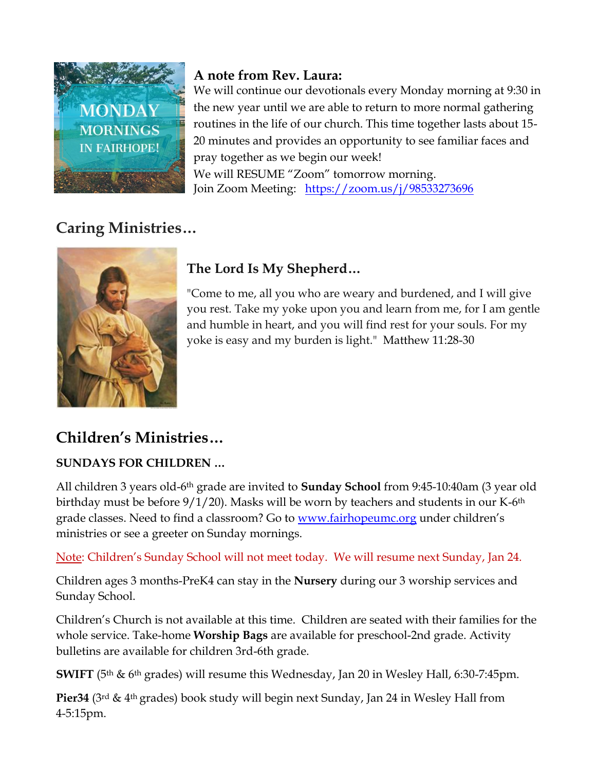**A note from Rev. Laura:**

We will continue our devotionals every Monday morning at 9:30 in the new year until we are able to return to more normal gathering routines in the life of our church. This time together lasts about 15-20 minutes and provides an opportunity to see familiar faces and pray together as we begin our week!

We will RESUME "Zoom" tomorrow morning.

Join Zoom Meeting: https://zoom.us/j/98533273696

## Caring Ministries…

### The Lord Is My Shepherd…

"Come to me, all you who are weary and burdened, and I will give you rest. Take my yoke upon you and learn from me, for I am gentle and humble in heart, and you will find rest for your souls. For my yoke is easy and my burden is light." Matthew 11:28-30

## Children's Ministries…

**SUNDAYS FOR CHILDREN …**

All children 3 years old-6th grade are invited to **Sunday School** from 9:45-10:40am (3 year old birthday must be before 9/1/20). Masks will be worn by teachers and students in our K-6th grade classes. Need to find a classroom? Go to www.fairhopeumc.org under children's ministries or see a greeter on Sunday mornings.

Note: Children's Sunday School will not meet today. We will resume next Sunday, Jan 24.

Children ages 3 months-PreK4 can stay in the **Nursery** during our 3 worship services and Sunday School.

Children's Church is not available at this time. Children are seated with their families for the whole service. Take-home **Worship Bags** are available for preschool-2nd grade. Activity bulletins are available for children 3rd-6th grade.

**SWIFT** (5th & 6th grades) will resume this Wednesday, Jan 20 in Wesley Hall, 6:30-7:45pm.

**Pier34** (3rd & 4th grades) book study will begin next Sunday, Jan 24 in Wesley Hall from 4-5:15pm.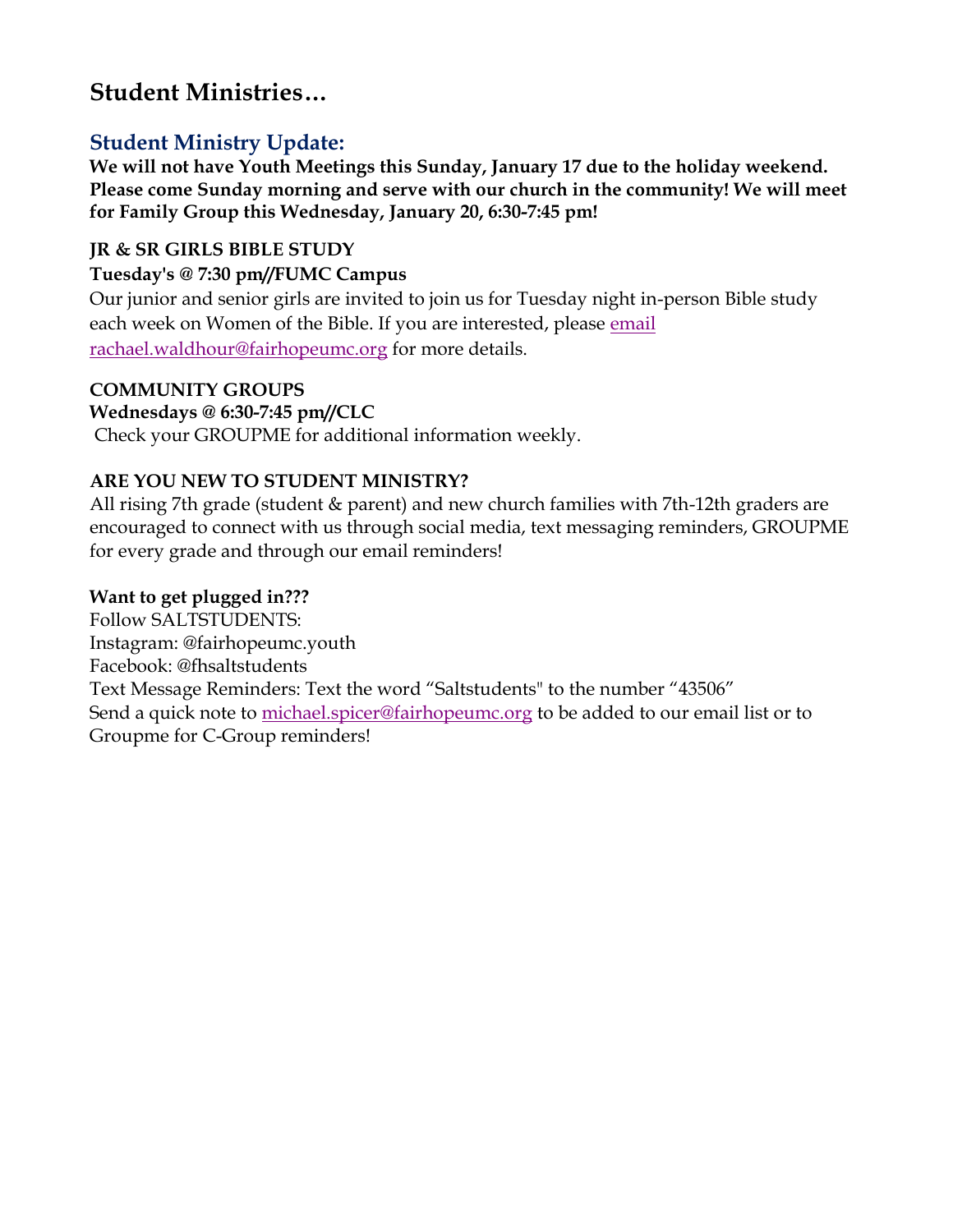# Student Ministries…

## Student Ministry Update:

**We will not have Youth Meetings this Sunday, January 17 due to the holiday weekend. Please come Sunday morning and serve with our church in the community! We will meet for Family Group this Wednesday, January 20, 6:30-7:45 pm!**

**JR & SR GIRLS BIBLE STUDY**
**Tuesday's @ 7:30 pm//FUMC Campus**
Our junior and senior girls are invited to join us for Tuesday night in-person Bible study each week on Women of the Bible. If you are interested, please email rachael.waldhour@fairhopeumc.org for more details.

**COMMUNITY GROUPS**
**Wednesdays @ 6:30-7:45 pm//CLC**
Check your GROUPME for additional information weekly.

**ARE YOU NEW TO STUDENT MINISTRY?**
All rising 7th grade (student & parent) and new church families with 7th-12th graders are encouraged to connect with us through social media, text messaging reminders, GROUPME for every grade and through our email reminders!

**Want to get plugged in???**
Follow SALTSTUDENTS:
Instagram: @fairhopeumc.youth
Facebook: @fhsaltstudents
Text Message Reminders: Text the word "Saltstudents" to the number "43506"
Send a quick note to michael.spicer@fairhopeumc.org to be added to our email list or to Groupme for C-Group reminders!